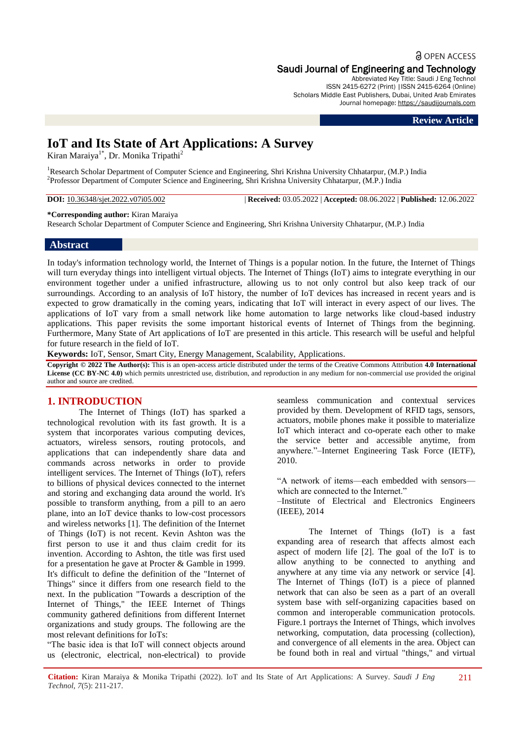OPEN ACCESS

Saudi Journal of Engineering and Technology
Abbreviated Key Title: Saudi J Eng Technol
ISSN 2415-6272 (Print) |ISSN 2415-6264 (Online)
Scholars Middle East Publishers, Dubai, United Arab Emirates
Journal homepage: https://saudijournals.com

**Review Article**

# IoT and Its State of Art Applications: A Survey

Kiran Maraiya[1*], Dr. Monika Tripathi[2]

[1]Research Scholar Department of Computer Science and Engineering, Shri Krishna University Chhatarpur, (M.P.) India
[2]Professor Department of Computer Science and Engineering, Shri Krishna University Chhatarpur, (M.P.) India

**DOI:** 10.36348/sjet.2022.v07i05.002 | **Received:** 03.05.2022 | **Accepted:** 08.06.2022 | **Published:** 12.06.2022

**\*Corresponding author:** Kiran Maraiya
Research Scholar Department of Computer Science and Engineering, Shri Krishna University Chhatarpur, (M.P.) India

## Abstract

In today's information technology world, the Internet of Things is a popular notion. In the future, the Internet of Things will turn everyday things into intelligent virtual objects. The Internet of Things (IoT) aims to integrate everything in our environment together under a unified infrastructure, allowing us to not only control but also keep track of our surroundings. According to an analysis of IoT history, the number of IoT devices has increased in recent years and is expected to grow dramatically in the coming years, indicating that IoT will interact in every aspect of our lives. The applications of IoT vary from a small network like home automation to large networks like cloud-based industry applications. This paper revisits the some important historical events of Internet of Things from the beginning. Furthermore, Many State of Art applications of IoT are presented in this article. This research will be useful and helpful for future research in the field of IoT.

**Keywords:** IoT, Sensor, Smart City, Energy Management, Scalability, Applications.

**Copyright © 2022 The Author(s):** This is an open-access article distributed under the terms of the Creative Commons Attribution **4.0 International License (CC BY-NC 4.0)** which permits unrestricted use, distribution, and reproduction in any medium for non-commercial use provided the original author and source are credited.

## 1. INTRODUCTION

The Internet of Things (IoT) has sparked a technological revolution with its fast growth. It is a system that incorporates various computing devices, actuators, wireless sensors, routing protocols, and applications that can independently share data and commands across networks in order to provide intelligent services. The Internet of Things (IoT), refers to billions of physical devices connected to the internet and storing and exchanging data around the world. It's possible to transform anything, from a pill to an aero plane, into an IoT device thanks to low-cost processors and wireless networks [1]. The definition of the Internet of Things (IoT) is not recent. Kevin Ashton was the first person to use it and thus claim credit for its invention. According to Ashton, the title was first used for a presentation he gave at Procter & Gamble in 1999. It's difficult to define the definition of the "Internet of Things" since it differs from one research field to the next. In the publication "Towards a description of the Internet of Things," the IEEE Internet of Things community gathered definitions from different Internet organizations and study groups. The following are the most relevant definitions for IoTs:

"The basic idea is that IoT will connect objects around us (electronic, electrical, non-electrical) to provide seamless communication and contextual services provided by them. Development of RFID tags, sensors, actuators, mobile phones make it possible to materialize IoT which interact and co-operate each other to make the service better and accessible anytime, from anywhere."–Internet Engineering Task Force (IETF), 2010.

"A network of items—each embedded with sensors—which are connected to the Internet."
–Institute of Electrical and Electronics Engineers (IEEE), 2014

The Internet of Things (IoT) is a fast expanding area of research that affects almost each aspect of modern life [2]. The goal of the IoT is to allow anything to be connected to anything and anywhere at any time via any network or service [4]. The Internet of Things (IoT) is a piece of planned network that can also be seen as a part of an overall system base with self-organizing capacities based on common and interoperable communication protocols. Figure.1 portrays the Internet of Things, which involves networking, computation, data processing (collection), and convergence of all elements in the area. Object can be found both in real and virtual "things," and virtual

**Citation:** Kiran Maraiya & Monika Tripathi (2022). IoT and Its State of Art Applications: A Survey. *Saudi J Eng Technol, 7*(5): 211-217.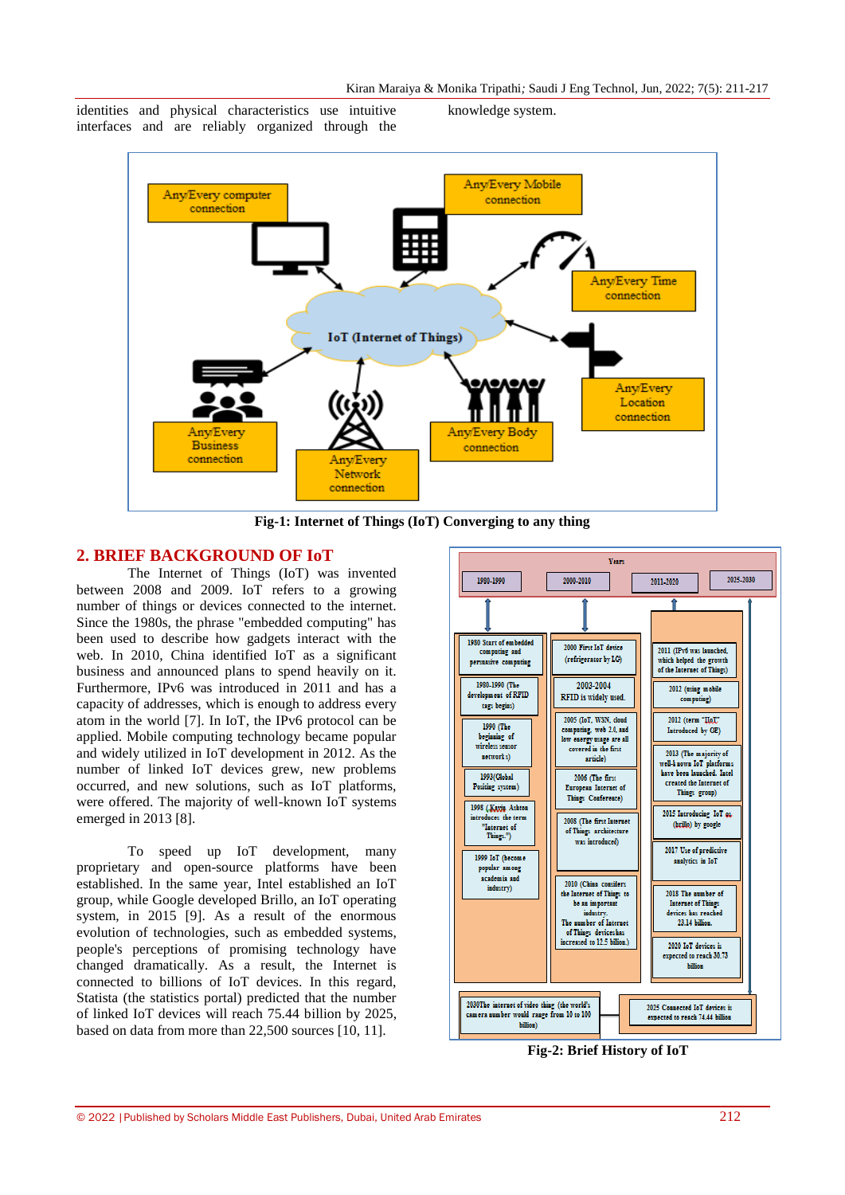identities and physical characteristics use intuitive interfaces and are reliably organized through the knowledge system.

Fig-1: Internet of Things (IoT) Converging to any thing

## 2. BRIEF BACKGROUND OF IoT

The Internet of Things (IoT) was invented between 2008 and 2009. IoT refers to a growing number of things or devices connected to the internet. Since the 1980s, the phrase "embedded computing" has been used to describe how gadgets interact with the web. In 2010, China identified IoT as a significant business and announced plans to spend heavily on it. Furthermore, IPv6 was introduced in 2011 and has a capacity of addresses, which is enough to address every atom in the world [7]. In IoT, the IPv6 protocol can be applied. Mobile computing technology became popular and widely utilized in IoT development in 2012. As the number of linked IoT devices grew, new problems occurred, and new solutions, such as IoT platforms, were offered. The majority of well-known IoT systems emerged in 2013 [8].

To speed up IoT development, many proprietary and open-source platforms have been established. In the same year, Intel established an IoT group, while Google developed Brillo, an IoT operating system, in 2015 [9]. As a result of the enormous evolution of technologies, such as embedded systems, people's perceptions of promising technology have changed dramatically. As a result, the Internet is connected to billions of IoT devices. In this regard, Statista (the statistics portal) predicted that the number of linked IoT devices will reach 75.44 billion by 2025, based on data from more than 22,500 sources [10, 11].

Fig-2: Brief History of IoT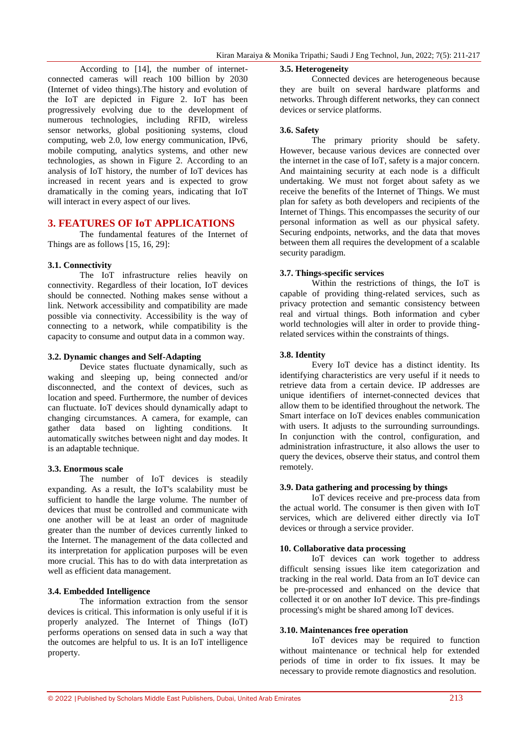According to [14], the number of internet-connected cameras will reach 100 billion by 2030 (Internet of video things).The history and evolution of the IoT are depicted in Figure 2. IoT has been progressively evolving due to the development of numerous technologies, including RFID, wireless sensor networks, global positioning systems, cloud computing, web 2.0, low energy communication, IPv6, mobile computing, analytics systems, and other new technologies, as shown in Figure 2. According to an analysis of IoT history, the number of IoT devices has increased in recent years and is expected to grow dramatically in the coming years, indicating that IoT will interact in every aspect of our lives.

## 3. FEATURES OF IoT APPLICATIONS

The fundamental features of the Internet of Things are as follows [15, 16, 29]:

### 3.1. Connectivity

The IoT infrastructure relies heavily on connectivity. Regardless of their location, IoT devices should be connected. Nothing makes sense without a link. Network accessibility and compatibility are made possible via connectivity. Accessibility is the way of connecting to a network, while compatibility is the capacity to consume and output data in a common way.

### 3.2. Dynamic changes and Self-Adapting

Device states fluctuate dynamically, such as waking and sleeping up, being connected and/or disconnected, and the context of devices, such as location and speed. Furthermore, the number of devices can fluctuate. IoT devices should dynamically adapt to changing circumstances. A camera, for example, can gather data based on lighting conditions. It automatically switches between night and day modes. It is an adaptable technique.

### 3.3. Enormous scale

The number of IoT devices is steadily expanding. As a result, the IoT's scalability must be sufficient to handle the large volume. The number of devices that must be controlled and communicate with one another will be at least an order of magnitude greater than the number of devices currently linked to the Internet. The management of the data collected and its interpretation for application purposes will be even more crucial. This has to do with data interpretation as well as efficient data management.

### 3.4. Embedded Intelligence

The information extraction from the sensor devices is critical. This information is only useful if it is properly analyzed. The Internet of Things (IoT) performs operations on sensed data in such a way that the outcomes are helpful to us. It is an IoT intelligence property.

### 3.5. Heterogeneity

Connected devices are heterogeneous because they are built on several hardware platforms and networks. Through different networks, they can connect devices or service platforms.

### 3.6. Safety

The primary priority should be safety. However, because various devices are connected over the internet in the case of IoT, safety is a major concern. And maintaining security at each node is a difficult undertaking. We must not forget about safety as we receive the benefits of the Internet of Things. We must plan for safety as both developers and recipients of the Internet of Things. This encompasses the security of our personal information as well as our physical safety. Securing endpoints, networks, and the data that moves between them all requires the development of a scalable security paradigm.

### 3.7. Things-specific services

Within the restrictions of things, the IoT is capable of providing thing-related services, such as privacy protection and semantic consistency between real and virtual things. Both information and cyber world technologies will alter in order to provide thing-related services within the constraints of things.

### 3.8. Identity

Every IoT device has a distinct identity. Its identifying characteristics are very useful if it needs to retrieve data from a certain device. IP addresses are unique identifiers of internet-connected devices that allow them to be identified throughout the network. The Smart interface on IoT devices enables communication with users. It adjusts to the surrounding surroundings. In conjunction with the control, configuration, and administration infrastructure, it also allows the user to query the devices, observe their status, and control them remotely.

### 3.9. Data gathering and processing by things

IoT devices receive and pre-process data from the actual world. The consumer is then given with IoT services, which are delivered either directly via IoT devices or through a service provider.

### 10. Collaborative data processing

IoT devices can work together to address difficult sensing issues like item categorization and tracking in the real world. Data from an IoT device can be pre-processed and enhanced on the device that collected it or on another IoT device. This pre-findings processing's might be shared among IoT devices.

### 3.10. Maintenances free operation

IoT devices may be required to function without maintenance or technical help for extended periods of time in order to fix issues. It may be necessary to provide remote diagnostics and resolution.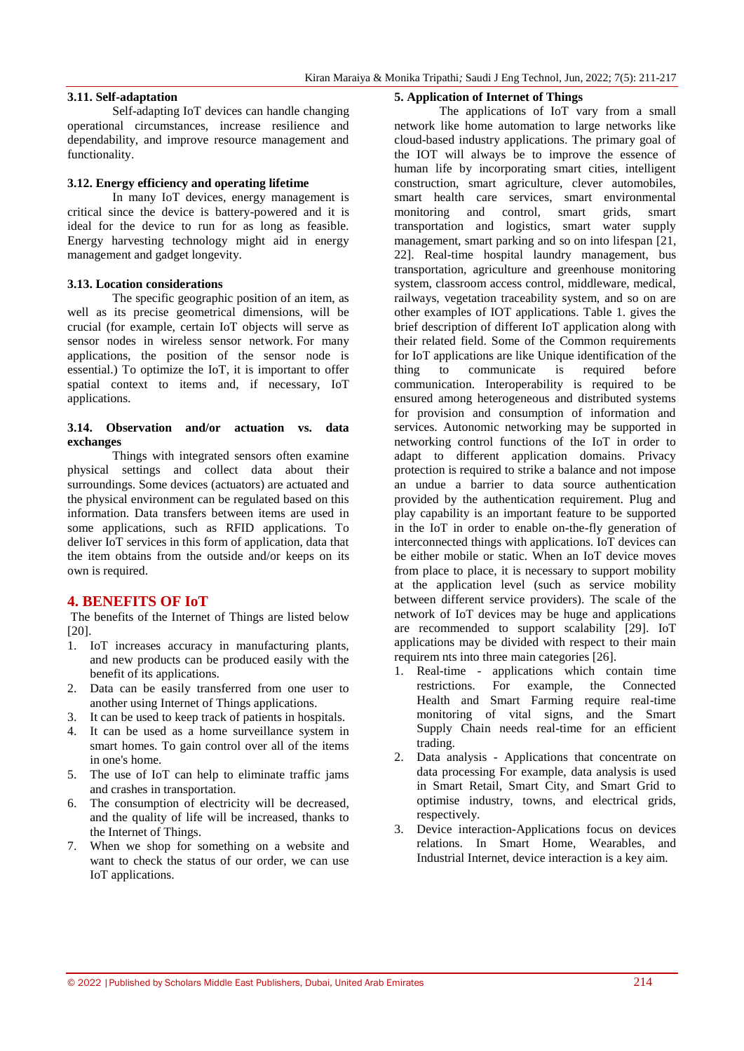### 3.11. Self-adaptation

Self-adapting IoT devices can handle changing operational circumstances, increase resilience and dependability, and improve resource management and functionality.

### 3.12. Energy efficiency and operating lifetime

In many IoT devices, energy management is critical since the device is battery-powered and it is ideal for the device to run for as long as feasible. Energy harvesting technology might aid in energy management and gadget longevity.

### 3.13. Location considerations

The specific geographic position of an item, as well as its precise geometrical dimensions, will be crucial (for example, certain IoT objects will serve as sensor nodes in wireless sensor network. For many applications, the position of the sensor node is essential.) To optimize the IoT, it is important to offer spatial context to items and, if necessary, IoT applications.

### 3.14. Observation and/or actuation vs. data exchanges

Things with integrated sensors often examine physical settings and collect data about their surroundings. Some devices (actuators) are actuated and the physical environment can be regulated based on this information. Data transfers between items are used in some applications, such as RFID applications. To deliver IoT services in this form of application, data that the item obtains from the outside and/or keeps on its own is required.

## 4. BENEFITS OF IoT

The benefits of the Internet of Things are listed below [20].

1. IoT increases accuracy in manufacturing plants, and new products can be produced easily with the benefit of its applications.
2. Data can be easily transferred from one user to another using Internet of Things applications.
3. It can be used to keep track of patients in hospitals.
4. It can be used as a home surveillance system in smart homes. To gain control over all of the items in one's home.
5. The use of IoT can help to eliminate traffic jams and crashes in transportation.
6. The consumption of electricity will be decreased, and the quality of life will be increased, thanks to the Internet of Things.
7. When we shop for something on a website and want to check the status of our order, we can use IoT applications.

### 5. Application of Internet of Things

The applications of IoT vary from a small network like home automation to large networks like cloud-based industry applications. The primary goal of the IOT will always be to improve the essence of human life by incorporating smart cities, intelligent construction, smart agriculture, clever automobiles, smart health care services, smart environmental monitoring and control, smart grids, smart transportation and logistics, smart water supply management, smart parking and so on into lifespan [21, 22]. Real-time hospital laundry management, bus transportation, agriculture and greenhouse monitoring system, classroom access control, middleware, medical, railways, vegetation traceability system, and so on are other examples of IOT applications. Table 1. gives the brief description of different IoT application along with their related field. Some of the Common requirements for IoT applications are like Unique identification of the thing to communicate is required before communication. Interoperability is required to be ensured among heterogeneous and distributed systems for provision and consumption of information and services. Autonomic networking may be supported in networking control functions of the IoT in order to adapt to different application domains. Privacy protection is required to strike a balance and not impose an undue a barrier to data source authentication provided by the authentication requirement. Plug and play capability is an important feature to be supported in the IoT in order to enable on-the-fly generation of interconnected things with applications. IoT devices can be either mobile or static. When an IoT device moves from place to place, it is necessary to support mobility at the application level (such as service mobility between different service providers). The scale of the network of IoT devices may be huge and applications are recommended to support scalability [29]. IoT applications may be divided with respect to their main requirem nts into three main categories [26].

1. Real-time - applications which contain time restrictions. For example, the Connected Health and Smart Farming require real-time monitoring of vital signs, and the Smart Supply Chain needs real-time for an efficient trading.
2. Data analysis - Applications that concentrate on data processing For example, data analysis is used in Smart Retail, Smart City, and Smart Grid to optimise industry, towns, and electrical grids, respectively.
3. Device interaction-Applications focus on devices relations. In Smart Home, Wearables, and Industrial Internet, device interaction is a key aim.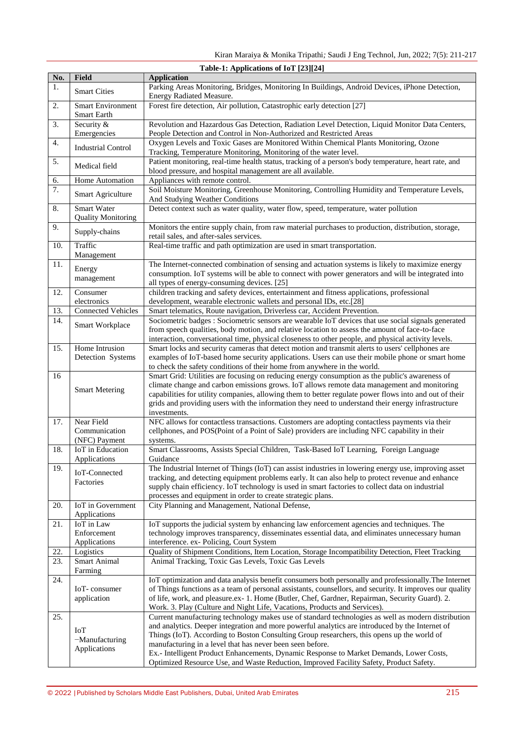**Table-1: Applications of IoT [23][24]**

| No. | Field | Application |
|---|---|---|
| 1. | Smart Cities | Parking Areas Monitoring, Bridges, Monitoring In Buildings, Android Devices, iPhone Detection, Energy Radiated Measure. |
| 2. | Smart Environment Smart Earth | Forest fire detection, Air pollution, Catastrophic early detection [27] |
| 3. | Security & Emergencies | Revolution and Hazardous Gas Detection, Radiation Level Detection, Liquid Monitor Data Centers, People Detection and Control in Non-Authorized and Restricted Areas |
| 4. | Industrial Control | Oxygen Levels and Toxic Gases are Monitored Within Chemical Plants Monitoring, Ozone Tracking, Temperature Monitoring, Monitoring of the water level. |
| 5. | Medical field | Patient monitoring, real-time health status, tracking of a person's body temperature, heart rate, and blood pressure, and hospital management are all available. |
| 6. | Home Automation | Appliances with remote control. |
| 7. | Smart Agriculture | Soil Moisture Monitoring, Greenhouse Monitoring, Controlling Humidity and Temperature Levels, And Studying Weather Conditions |
| 8. | Smart Water Quality Monitoring | Detect context such as water quality, water flow, speed, temperature, water pollution |
| 9. | Supply-chains | Monitors the entire supply chain, from raw material purchases to production, distribution, storage, retail sales, and after-sales services. |
| 10. | Traffic Management | Real-time traffic and path optimization are used in smart transportation. |
| 11. | Energy management | The Internet-connected combination of sensing and actuation systems is likely to maximize energy consumption. IoT systems will be able to connect with power generators and will be integrated into all types of energy-consuming devices. [25] |
| 12. | Consumer electronics | children tracking and safety devices, entertainment and fitness applications, professional development, wearable electronic wallets and personal IDs, etc.[28] |
| 13. | Connected Vehicles | Smart telematics, Route navigation, Driverless car, Accident Prevention. |
| 14. | Smart Workplace | Smart badges : Sociometric sensors are wearable IoT devices that use social signals generated from speech qualities, body motion, and relative location to assess the amount of face-to-face interaction, conversational time, physical closeness to other people, and physical activity levels. |
| 15. | Home Intrusion Detection Systems | Smart locks and security cameras that detect motion and transmit alerts to users' cellphones are examples of IoT-based home security applications. Users can use their mobile phone or smart home to check the safety conditions of their home from anywhere in the world. |
| 16 | Smart Metering | Smart Grid: Utilities are focusing on reducing energy consumption as the public's awareness of climate change and carbon emissions grows. IoT allows remote data management and monitoring capabilities for utility companies, allowing them to better regulate power flows into and out of their grids and providing users with the information they need to understand their energy infrastructure investments. |
| 17. | Near Field Communication (NFC) Payment | NFC allows for contactless transactions. Customers are adopting contactless payments via their cellphones, and POS(Point of a Point of Sale) providers are including NFC capability in their systems. |
| 18. | IoT in Education Applications | Smart Classrooms, Assists Special Children, Task-Based IoT Learning, Foreign Language Guidance |
| 19. | IoT-Connected Factories | The Industrial Internet of Things (IoT) can assist industries in lowering energy use, improving asset tracking, and detecting equipment problems early. It can also help to protect revenue and enhance supply chain efficiency. IoT technology is used in smart factories to collect data on industrial processes and equipment in order to create strategic plans. |
| 20. | IoT in Government Applications | City Planning and Management, National Defense, |
| 21. | IoT in Law Enforcement Applications | IoT supports the judicial system by enhancing law enforcement agencies and techniques. The technology improves transparency, disseminates essential data, and eliminates unnecessary human interference. ex- Policing, Court System |
| 22. | Logistics | Quality of Shipment Conditions, Item Location, Storage Incompatibility Detection, Fleet Tracking |
| 23. | Smart Animal Farming | Animal Tracking, Toxic Gas Levels, Toxic Gas Levels |
| 24. | IoT- consumer application | IoT optimization and data analysis benefit consumers both personally and professionally.The Internet of Things functions as a team of personal assistants, counsellors, and security. It improves our quality of life, work, and pleasure.ex- 1. Home (Butler, Chef, Gardner, Repairman, Security Guard). 2. Work. 3. Play (Culture and Night Life, Vacations, Products and Services). |
| 25. | IoT –Manufacturing Applications | Current manufacturing technology makes use of standard technologies as well as modern distribution and analytics. Deeper integration and more powerful analytics are introduced by the Internet of Things (IoT). According to Boston Consulting Group researchers, this opens up the world of manufacturing in a level that has never been seen before. Ex.- Intelligent Product Enhancements, Dynamic Response to Market Demands, Lower Costs, Optimized Resource Use, and Waste Reduction, Improved Facility Safety, Product Safety. |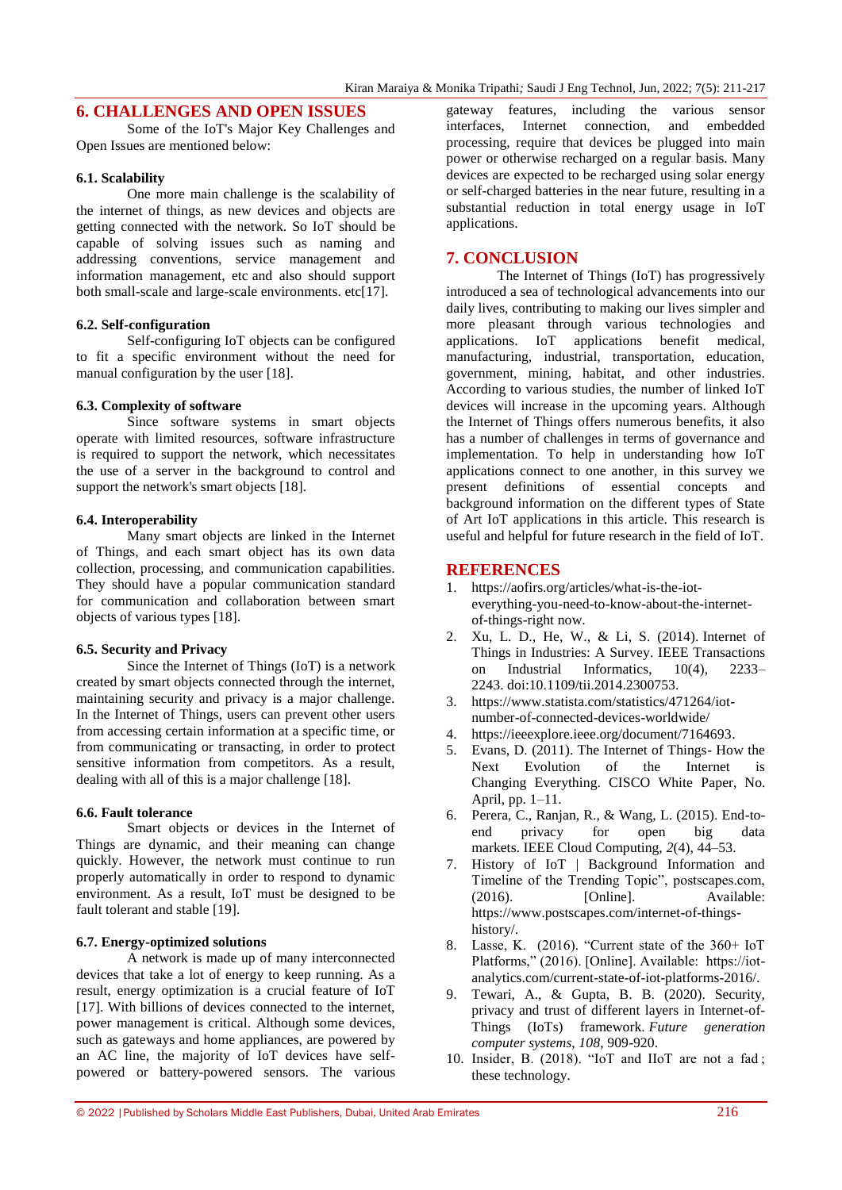## 6. CHALLENGES AND OPEN ISSUES

Some of the IoT's Major Key Challenges and Open Issues are mentioned below:

### 6.1. Scalability

One more main challenge is the scalability of the internet of things, as new devices and objects are getting connected with the network. So IoT should be capable of solving issues such as naming and addressing conventions, service management and information management, etc and also should support both small-scale and large-scale environments. etc[17].

### 6.2. Self-configuration

Self-configuring IoT objects can be configured to fit a specific environment without the need for manual configuration by the user [18].

### 6.3. Complexity of software

Since software systems in smart objects operate with limited resources, software infrastructure is required to support the network, which necessitates the use of a server in the background to control and support the network's smart objects [18].

### 6.4. Interoperability

Many smart objects are linked in the Internet of Things, and each smart object has its own data collection, processing, and communication capabilities. They should have a popular communication standard for communication and collaboration between smart objects of various types [18].

### 6.5. Security and Privacy

Since the Internet of Things (IoT) is a network created by smart objects connected through the internet, maintaining security and privacy is a major challenge. In the Internet of Things, users can prevent other users from accessing certain information at a specific time, or from communicating or transacting, in order to protect sensitive information from competitors. As a result, dealing with all of this is a major challenge [18].

### 6.6. Fault tolerance

Smart objects or devices in the Internet of Things are dynamic, and their meaning can change quickly. However, the network must continue to run properly automatically in order to respond to dynamic environment. As a result, IoT must be designed to be fault tolerant and stable [19].

### 6.7. Energy-optimized solutions

A network is made up of many interconnected devices that take a lot of energy to keep running. As a result, energy optimization is a crucial feature of IoT [17]. With billions of devices connected to the internet, power management is critical. Although some devices, such as gateways and home appliances, are powered by an AC line, the majority of IoT devices have self-powered or battery-powered sensors. The various gateway features, including the various sensor interfaces, Internet connection, and embedded processing, require that devices be plugged into main power or otherwise recharged on a regular basis. Many devices are expected to be recharged using solar energy or self-charged batteries in the near future, resulting in a substantial reduction in total energy usage in IoT applications.

## 7. CONCLUSION

The Internet of Things (IoT) has progressively introduced a sea of technological advancements into our daily lives, contributing to making our lives simpler and more pleasant through various technologies and applications. IoT applications benefit medical, manufacturing, industrial, transportation, education, government, mining, habitat, and other industries. According to various studies, the number of linked IoT devices will increase in the upcoming years. Although the Internet of Things offers numerous benefits, it also has a number of challenges in terms of governance and implementation. To help in understanding how IoT applications connect to one another, in this survey we present definitions of essential concepts and background information on the different types of State of Art IoT applications in this article. This research is useful and helpful for future research in the field of IoT.

## REFERENCES

1. https://aofirs.org/articles/what-is-the-iot-everything-you-need-to-know-about-the-internet-of-things-right now.
2. Xu, L. D., He, W., & Li, S. (2014). Internet of Things in Industries: A Survey. IEEE Transactions on Industrial Informatics, 10(4), 2233–2243. doi:10.1109/tii.2014.2300753.
3. https://www.statista.com/statistics/471264/iot-number-of-connected-devices-worldwide/
4. https://ieeexplore.ieee.org/document/7164693.
5. Evans, D. (2011). The Internet of Things- How the Next Evolution of the Internet is Changing Everything. CISCO White Paper, No. April, pp. 1–11.
6. Perera, C., Ranjan, R., & Wang, L. (2015). End-to-end privacy for open big data markets. IEEE Cloud Computing, *2*(4), 44–53.
7. History of IoT | Background Information and Timeline of the Trending Topic", postscapes.com, (2016). [Online]. Available: https://www.postscapes.com/internet-of-things-history/.
8. Lasse, K. (2016). "Current state of the 360+ IoT Platforms," (2016). [Online]. Available: https://iot-analytics.com/current-state-of-iot-platforms-2016/.
9. Tewari, A., & Gupta, B. B. (2020). Security, privacy and trust of different layers in Internet-of-Things (IoTs) framework. *Future generation computer systems*, *108*, 909-920.
10. Insider, B. (2018). "IoT and IIoT are not a fad ; these technology.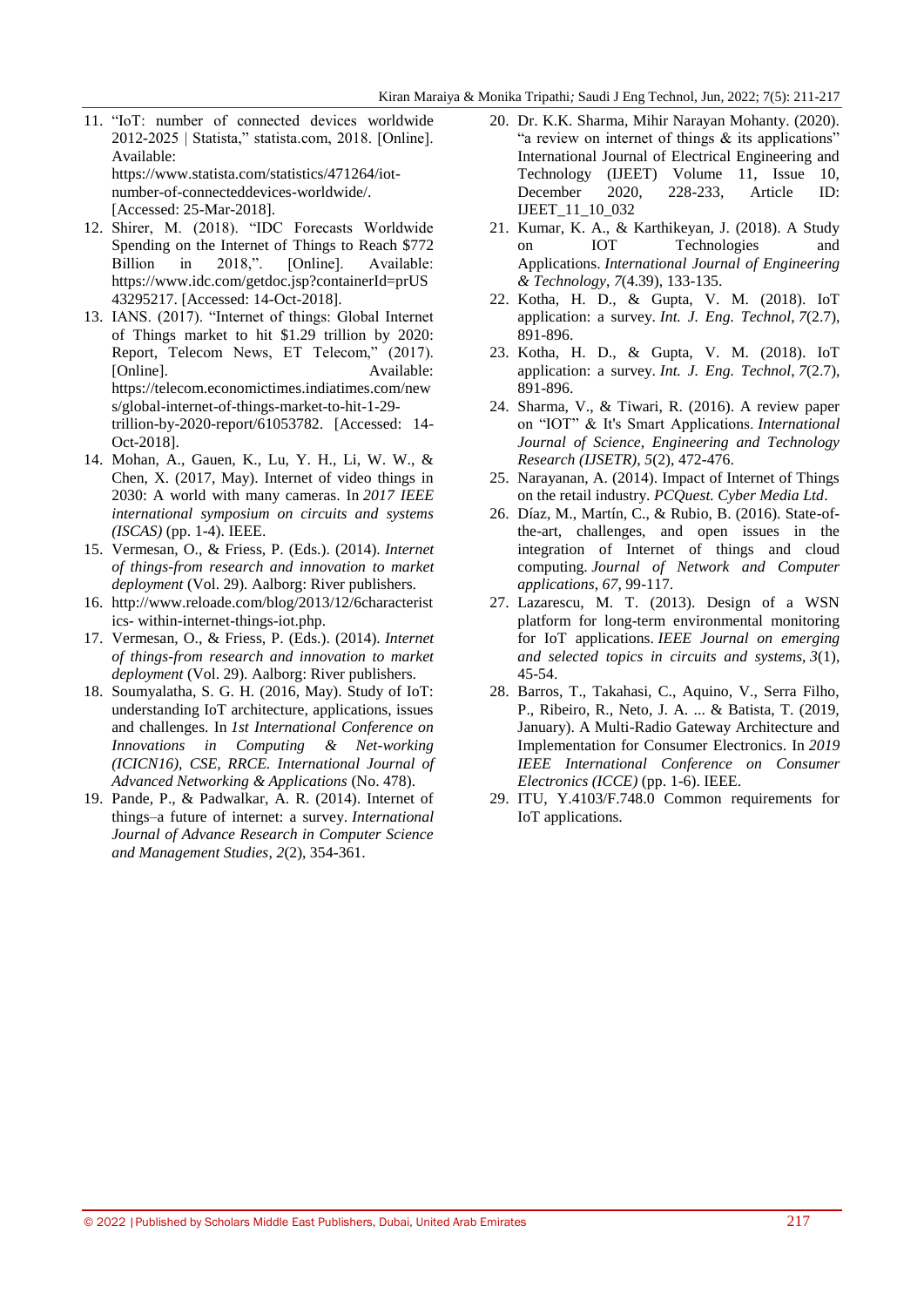11. "IoT: number of connected devices worldwide 2012-2025 | Statista," statista.com, 2018. [Online]. Available: https://www.statista.com/statistics/471264/iot-number-of-connecteddevices-worldwide/. [Accessed: 25-Mar-2018].
12. Shirer, M. (2018). "IDC Forecasts Worldwide Spending on the Internet of Things to Reach $772 Billion in 2018,". [Online]. Available: https://www.idc.com/getdoc.jsp?containerId=prUS 43295217. [Accessed: 14-Oct-2018].
13. IANS. (2017). "Internet of things: Global Internet of Things market to hit $1.29 trillion by 2020: Report, Telecom News, ET Telecom," (2017). [Online]. Available: https://telecom.economictimes.indiatimes.com/news/global-internet-of-things-market-to-hit-1-29-trillion-by-2020-report/61053782. [Accessed: 14-Oct-2018].
14. Mohan, A., Gauen, K., Lu, Y. H., Li, W. W., & Chen, X. (2017, May). Internet of video things in 2030: A world with many cameras. In *2017 IEEE international symposium on circuits and systems (ISCAS)* (pp. 1-4). IEEE.
15. Vermesan, O., & Friess, P. (Eds.). (2014). *Internet of things-from research and innovation to market deployment* (Vol. 29). Aalborg: River publishers.
16. http://www.reloade.com/blog/2013/12/6characteristics- within-internet-things-iot.php.
17. Vermesan, O., & Friess, P. (Eds.). (2014). *Internet of things-from research and innovation to market deployment* (Vol. 29). Aalborg: River publishers.
18. Soumyalatha, S. G. H. (2016, May). Study of IoT: understanding IoT architecture, applications, issues and challenges. In *1st International Conference on Innovations in Computing & Net-working (ICICN16), CSE, RRCE. International Journal of Advanced Networking & Applications* (No. 478).
19. Pande, P., & Padwalkar, A. R. (2014). Internet of things–a future of internet: a survey. *International Journal of Advance Research in Computer Science and Management Studies*, *2*(2), 354-361.
20. Dr. K.K. Sharma, Mihir Narayan Mohanty. (2020). "a review on internet of things & its applications" International Journal of Electrical Engineering and Technology (IJEET) Volume 11, Issue 10, December 2020, 228-233, Article ID: IJEET_11_10_032
21. Kumar, K. A., & Karthikeyan, J. (2018). A Study on IOT Technologies and Applications. *International Journal of Engineering & Technology*, *7*(4.39), 133-135.
22. Kotha, H. D., & Gupta, V. M. (2018). IoT application: a survey. *Int. J. Eng. Technol*, *7*(2.7), 891-896.
23. Kotha, H. D., & Gupta, V. M. (2018). IoT application: a survey. *Int. J. Eng. Technol*, *7*(2.7), 891-896.
24. Sharma, V., & Tiwari, R. (2016). A review paper on "IOT" & It's Smart Applications. *International Journal of Science, Engineering and Technology Research (IJSETR)*, *5*(2), 472-476.
25. Narayanan, A. (2014). Impact of Internet of Things on the retail industry. *PCQuest. Cyber Media Ltd*.
26. Díaz, M., Martín, C., & Rubio, B. (2016). State-of-the-art, challenges, and open issues in the integration of Internet of things and cloud computing. *Journal of Network and Computer applications*, *67*, 99-117.
27. Lazarescu, M. T. (2013). Design of a WSN platform for long-term environmental monitoring for IoT applications. *IEEE Journal on emerging and selected topics in circuits and systems*, *3*(1), 45-54.
28. Barros, T., Takahasi, C., Aquino, V., Serra Filho, P., Ribeiro, R., Neto, J. A. ... & Batista, T. (2019, January). A Multi-Radio Gateway Architecture and Implementation for Consumer Electronics. In *2019 IEEE International Conference on Consumer Electronics (ICCE)* (pp. 1-6). IEEE.
29. ITU, Y.4103/F.748.0 Common requirements for IoT applications.